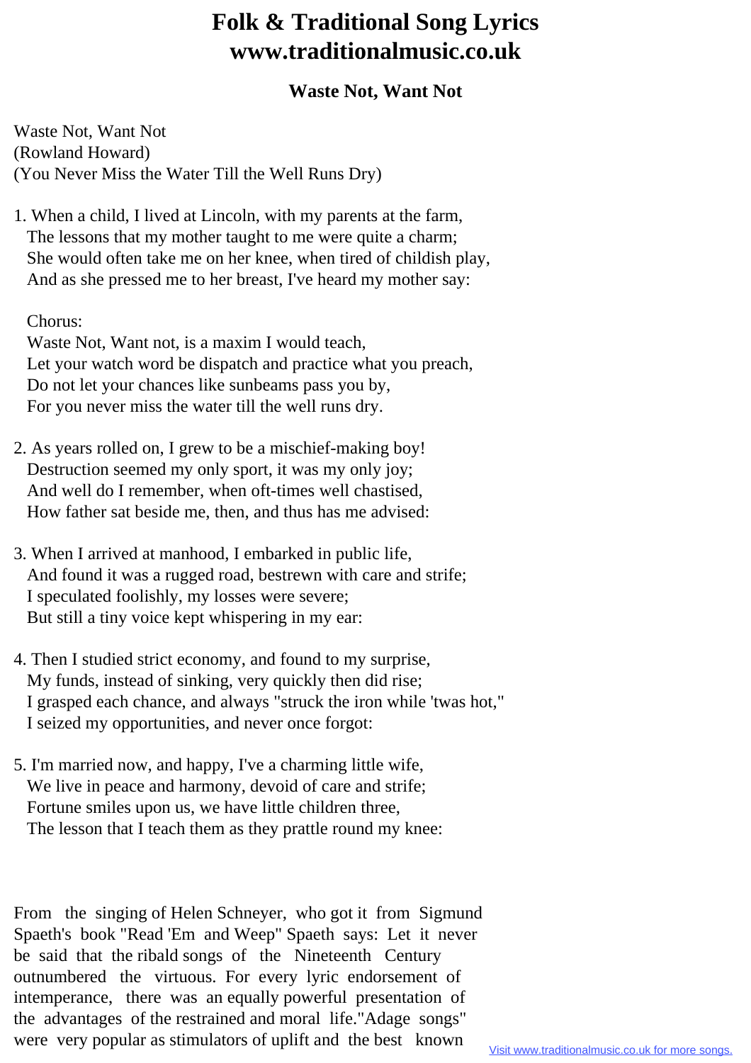# Folk & Traditional Song Lyrics
# www.traditionalmusic.co.uk

## Waste Not, Want Not

Waste Not, Want Not
(Rowland Howard)
(You Never Miss the Water Till the Well Runs Dry)

1. When a child, I lived at Lincoln, with my parents at the farm,
   The lessons that my mother taught to me were quite a charm;
   She would often take me on her knee, when tired of childish play,
   And as she pressed me to her breast, I've heard my mother say:

   Chorus:
   Waste Not, Want not, is a maxim I would teach,
   Let your watch word be dispatch and practice what you preach,
   Do not let your chances like sunbeams pass you by,
   For you never miss the water till the well runs dry.

2. As years rolled on, I grew to be a mischief-making boy!
   Destruction seemed my only sport, it was my only joy;
   And well do I remember, when oft-times well chastised,
   How father sat beside me, then, and thus has me advised:

3. When I arrived at manhood, I embarked in public life,
   And found it was a rugged road, bestrewn with care and strife;
   I speculated foolishly, my losses were severe;
   But still a tiny voice kept whispering in my ear:

4. Then I studied strict economy, and found to my surprise,
   My funds, instead of sinking, very quickly then did rise;
   I grasped each chance, and always "struck the iron while 'twas hot,"
   I seized my opportunities, and never once forgot:

5. I'm married now, and happy, I've a charming little wife,
   We live in peace and harmony, devoid of care and strife;
   Fortune smiles upon us, we have little children three,
   The lesson that I teach them as they prattle round my knee:

From the singing of Helen Schneyer, who got it from Sigmund Spaeth's book "Read 'Em and Weep" Spaeth says: Let it never be said that the ribald songs of the Nineteenth Century outnumbered the virtuous. For every lyric endorsement of intemperance, there was an equally powerful presentation of the advantages of the restrained and moral life."Adage songs" were very popular as stimulators of uplift and the best known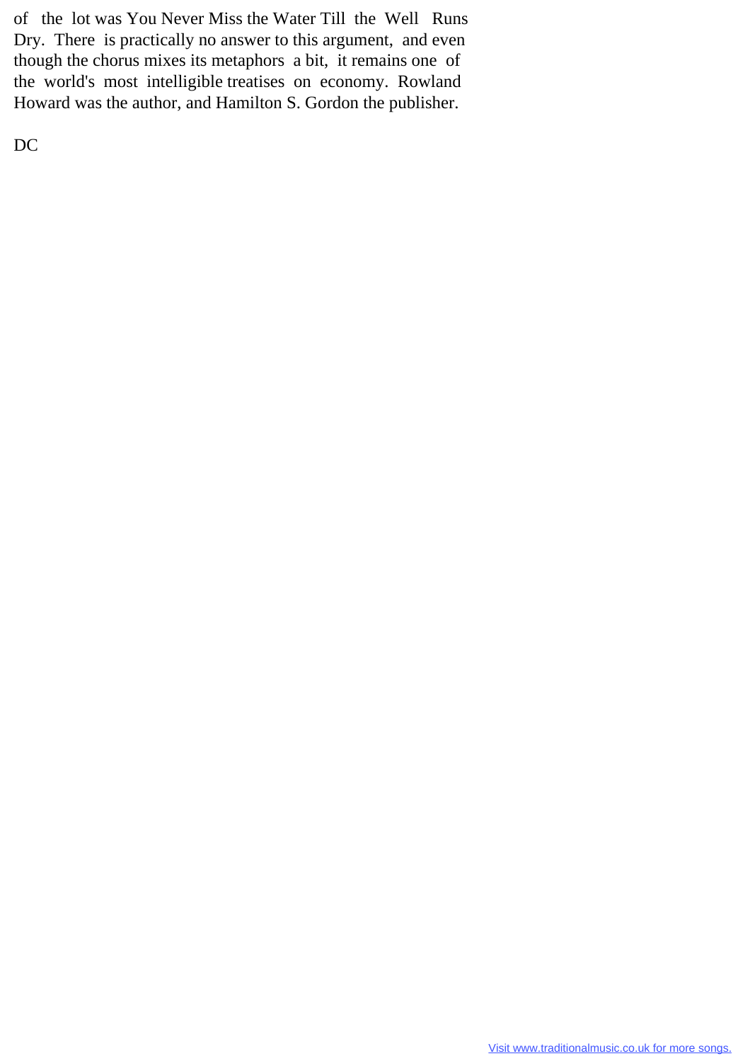of the lot was You Never Miss the Water Till the Well Runs Dry. There is practically no answer to this argument, and even though the chorus mixes its metaphors a bit, it remains one of the world's most intelligible treatises on economy. Rowland Howard was the author, and Hamilton S. Gordon the publisher.

DC